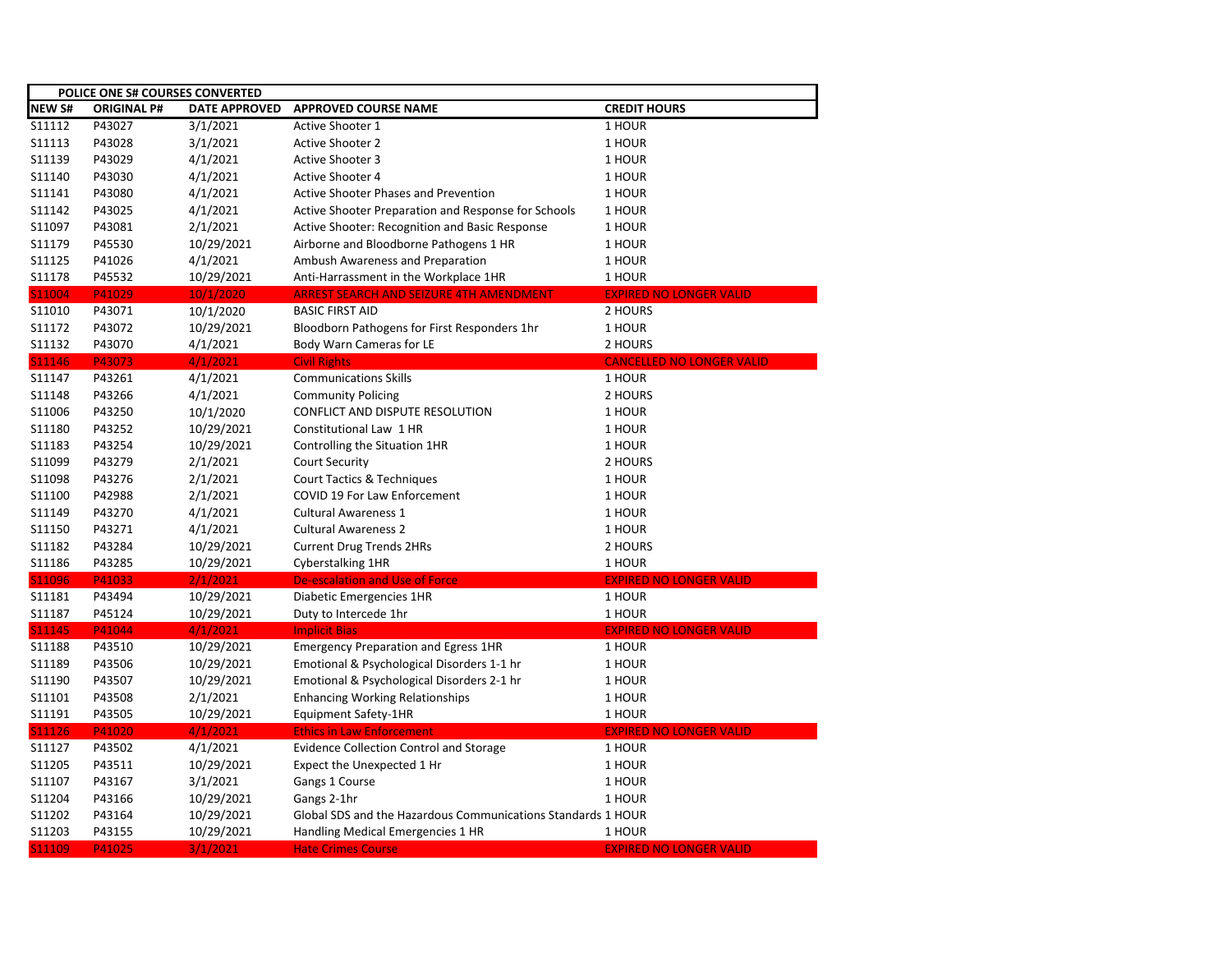| POLICE ONE S# COURSES CONVERTED | | | | |
|---|---|---|---|---|
| NEW S# | ORIGINAL P# | DATE APPROVED | APPROVED COURSE NAME | CREDIT HOURS |
| S11112 | P43027 | 3/1/2021 | Active Shooter 1 | 1 HOUR |
| S11113 | P43028 | 3/1/2021 | Active Shooter 2 | 1 HOUR |
| S11139 | P43029 | 4/1/2021 | Active Shooter 3 | 1 HOUR |
| S11140 | P43030 | 4/1/2021 | Active Shooter 4 | 1 HOUR |
| S11141 | P43080 | 4/1/2021 | Active Shooter Phases and Prevention | 1 HOUR |
| S11142 | P43025 | 4/1/2021 | Active Shooter Preparation and Response for Schools | 1 HOUR |
| S11097 | P43081 | 2/1/2021 | Active Shooter: Recognition and Basic Response | 1 HOUR |
| S11179 | P45530 | 10/29/2021 | Airborne and Bloodborne Pathogens 1 HR | 1 HOUR |
| S11125 | P41026 | 4/1/2021 | Ambush Awareness and Preparation | 1 HOUR |
| S11178 | P45532 | 10/29/2021 | Anti-Harrassment in the Workplace 1HR | 1 HOUR |
| S11004 | P41029 | 10/1/2020 | ARREST SEARCH AND SEIZURE 4TH AMENDMENT | EXPIRED NO LONGER VALID |
| S11010 | P43071 | 10/1/2020 | BASIC FIRST AID | 2 HOURS |
| S11172 | P43072 | 10/29/2021 | Bloodborn Pathogens for First Responders 1hr | 1 HOUR |
| S11132 | P43070 | 4/1/2021 | Body Warn Cameras for LE | 2 HOURS |
| S11146 | P43073 | 4/1/2021 | Civil Rights | CANCELLED NO LONGER VALID |
| S11147 | P43261 | 4/1/2021 | Communications Skills | 1 HOUR |
| S11148 | P43266 | 4/1/2021 | Community Policing | 2 HOURS |
| S11006 | P43250 | 10/1/2020 | CONFLICT AND DISPUTE RESOLUTION | 1 HOUR |
| S11180 | P43252 | 10/29/2021 | Constitutional Law 1 HR | 1 HOUR |
| S11183 | P43254 | 10/29/2021 | Controlling the Situation 1HR | 1 HOUR |
| S11099 | P43279 | 2/1/2021 | Court Security | 2 HOURS |
| S11098 | P43276 | 2/1/2021 | Court Tactics & Techniques | 1 HOUR |
| S11100 | P42988 | 2/1/2021 | COVID 19 For Law Enforcement | 1 HOUR |
| S11149 | P43270 | 4/1/2021 | Cultural Awareness 1 | 1 HOUR |
| S11150 | P43271 | 4/1/2021 | Cultural Awareness 2 | 1 HOUR |
| S11182 | P43284 | 10/29/2021 | Current Drug Trends 2HRs | 2 HOURS |
| S11186 | P43285 | 10/29/2021 | Cyberstalking 1HR | 1 HOUR |
| S11096 | P41033 | 2/1/2021 | De-escalation and Use of Force | EXPIRED NO LONGER VALID |
| S11181 | P43494 | 10/29/2021 | Diabetic Emergencies 1HR | 1 HOUR |
| S11187 | P45124 | 10/29/2021 | Duty to Intercede 1hr | 1 HOUR |
| S11145 | P41044 | 4/1/2021 | Implicit Bias | EXPIRED NO LONGER VALID |
| S11188 | P43510 | 10/29/2021 | Emergency Preparation and Egress 1HR | 1 HOUR |
| S11189 | P43506 | 10/29/2021 | Emotional & Psychological Disorders 1-1 hr | 1 HOUR |
| S11190 | P43507 | 10/29/2021 | Emotional & Psychological Disorders 2-1 hr | 1 HOUR |
| S11101 | P43508 | 2/1/2021 | Enhancing Working Relationships | 1 HOUR |
| S11191 | P43505 | 10/29/2021 | Equipment Safety-1HR | 1 HOUR |
| S11126 | P41020 | 4/1/2021 | Ethics in Law Enforcement | EXPIRED NO LONGER VALID |
| S11127 | P43502 | 4/1/2021 | Evidence Collection Control and Storage | 1 HOUR |
| S11205 | P43511 | 10/29/2021 | Expect the Unexpected 1 Hr | 1 HOUR |
| S11107 | P43167 | 3/1/2021 | Gangs 1 Course | 1 HOUR |
| S11204 | P43166 | 10/29/2021 | Gangs 2-1hr | 1 HOUR |
| S11202 | P43164 | 10/29/2021 | Global SDS and the Hazardous Communications Standards | 1 HOUR |
| S11203 | P43155 | 10/29/2021 | Handling Medical Emergencies 1 HR | 1 HOUR |
| S11109 | P41025 | 3/1/2021 | Hate Crimes Course | EXPIRED NO LONGER VALID |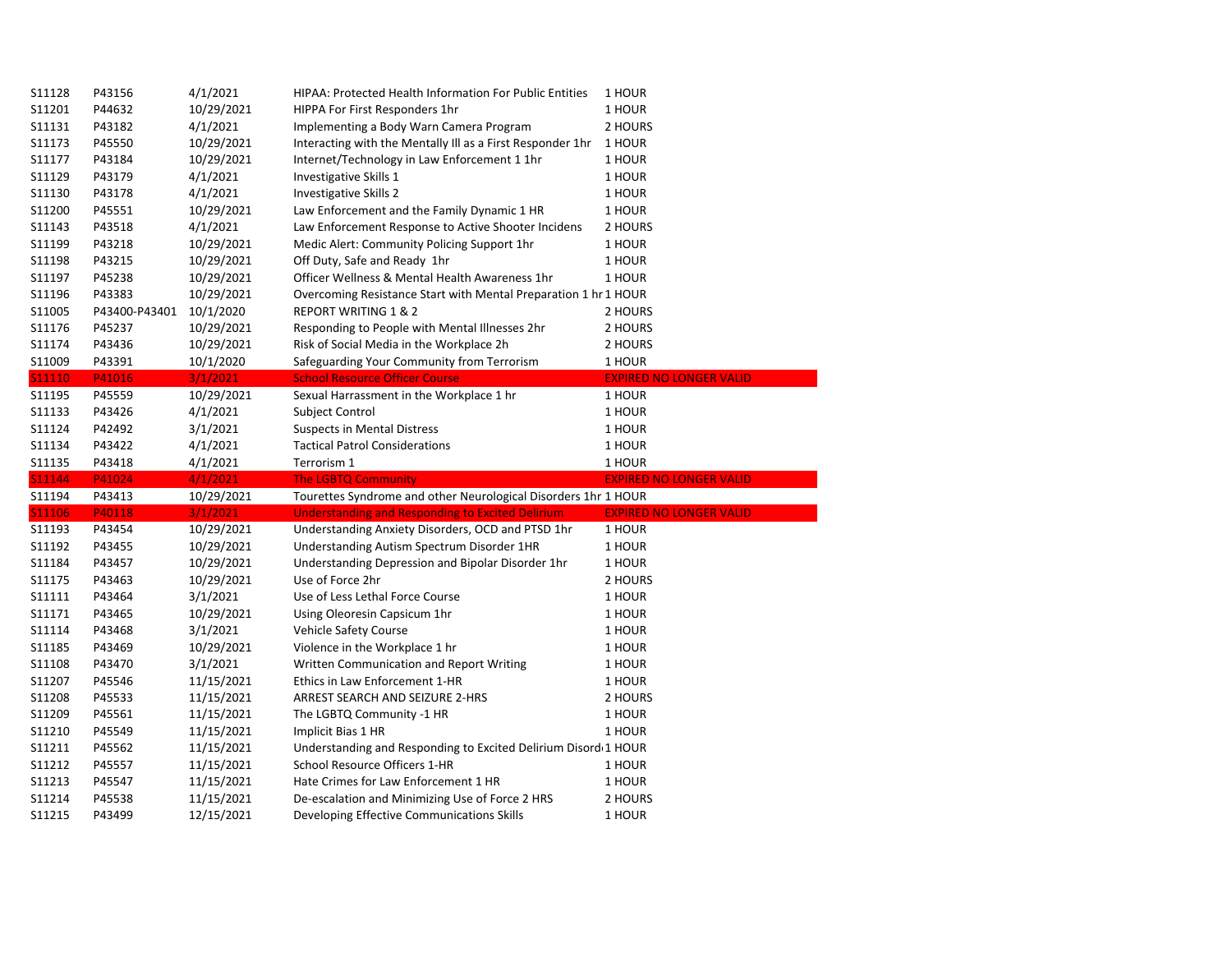| | | | | |
|---|---|---|---|---|
| S11128 | P43156 | 4/1/2021 | HIPAA: Protected Health Information For Public Entities | 1 HOUR |
| S11201 | P44632 | 10/29/2021 | HIPPA For First Responders 1hr | 1 HOUR |
| S11131 | P43182 | 4/1/2021 | Implementing a Body Warn Camera Program | 2 HOURS |
| S11173 | P45550 | 10/29/2021 | Interacting with the Mentally Ill as a First Responder 1hr | 1 HOUR |
| S11177 | P43184 | 10/29/2021 | Internet/Technology in Law Enforcement 1 1hr | 1 HOUR |
| S11129 | P43179 | 4/1/2021 | Investigative Skills 1 | 1 HOUR |
| S11130 | P43178 | 4/1/2021 | Investigative Skills 2 | 1 HOUR |
| S11200 | P45551 | 10/29/2021 | Law Enforcement and the Family Dynamic 1 HR | 1 HOUR |
| S11143 | P43518 | 4/1/2021 | Law Enforcement Response to Active Shooter Incidens | 2 HOURS |
| S11199 | P43218 | 10/29/2021 | Medic Alert: Community Policing Support 1hr | 1 HOUR |
| S11198 | P43215 | 10/29/2021 | Off Duty, Safe and Ready 1hr | 1 HOUR |
| S11197 | P45238 | 10/29/2021 | Officer Wellness & Mental Health Awareness 1hr | 1 HOUR |
| S11196 | P43383 | 10/29/2021 | Overcoming Resistance Start with Mental Preparation 1 hr | 1 HOUR |
| S11005 | P43400-P43401 | 10/1/2020 | REPORT WRITING 1 & 2 | 2 HOURS |
| S11176 | P45237 | 10/29/2021 | Responding to People with Mental Illnesses 2hr | 2 HOURS |
| S11174 | P43436 | 10/29/2021 | Risk of Social Media in the Workplace 2h | 2 HOURS |
| S11009 | P43391 | 10/1/2020 | Safeguarding Your Community from Terrorism | 1 HOUR |
| S11110 | P41016 | 3/1/2021 | School Resource Officer Course | EXPIRED NO LONGER VALID |
| S11195 | P45559 | 10/29/2021 | Sexual Harrassment in the Workplace 1 hr | 1 HOUR |
| S11133 | P43426 | 4/1/2021 | Subject Control | 1 HOUR |
| S11124 | P42492 | 3/1/2021 | Suspects in Mental Distress | 1 HOUR |
| S11134 | P43422 | 4/1/2021 | Tactical Patrol Considerations | 1 HOUR |
| S11135 | P43418 | 4/1/2021 | Terrorism 1 | 1 HOUR |
| S11144 | P41024 | 4/1/2021 | The LGBTQ Community | EXPIRED NO LONGER VALID |
| S11194 | P43413 | 10/29/2021 | Tourettes Syndrome and other Neurological Disorders 1hr | 1 HOUR |
| S11106 | P40118 | 3/1/2021 | Understanding and Responding to Excited Delirium | EXPIRED NO LONGER VALID |
| S11193 | P43454 | 10/29/2021 | Understanding Anxiety Disorders, OCD and PTSD 1hr | 1 HOUR |
| S11192 | P43455 | 10/29/2021 | Understanding Autism Spectrum Disorder 1HR | 1 HOUR |
| S11184 | P43457 | 10/29/2021 | Understanding Depression and Bipolar Disorder 1hr | 1 HOUR |
| S11175 | P43463 | 10/29/2021 | Use of Force 2hr | 2 HOURS |
| S11111 | P43464 | 3/1/2021 | Use of Less Lethal Force Course | 1 HOUR |
| S11171 | P43465 | 10/29/2021 | Using Oleoresin Capsicum 1hr | 1 HOUR |
| S11114 | P43468 | 3/1/2021 | Vehicle Safety Course | 1 HOUR |
| S11185 | P43469 | 10/29/2021 | Violence in the Workplace 1 hr | 1 HOUR |
| S11108 | P43470 | 3/1/2021 | Written Communication and Report Writing | 1 HOUR |
| S11207 | P45546 | 11/15/2021 | Ethics in Law Enforcement 1-HR | 1 HOUR |
| S11208 | P45533 | 11/15/2021 | ARREST SEARCH AND SEIZURE 2-HRS | 2 HOURS |
| S11209 | P45561 | 11/15/2021 | The LGBTQ Community -1 HR | 1 HOUR |
| S11210 | P45549 | 11/15/2021 | Implicit Bias 1 HR | 1 HOUR |
| S11211 | P45562 | 11/15/2021 | Understanding and Responding to Excited Delirium Disord | 1 HOUR |
| S11212 | P45557 | 11/15/2021 | School Resource Officers 1-HR | 1 HOUR |
| S11213 | P45547 | 11/15/2021 | Hate Crimes for Law Enforcement 1 HR | 1 HOUR |
| S11214 | P45538 | 11/15/2021 | De-escalation and Minimizing Use of Force 2 HRS | 2 HOURS |
| S11215 | P43499 | 12/15/2021 | Developing Effective Communications Skills | 1 HOUR |